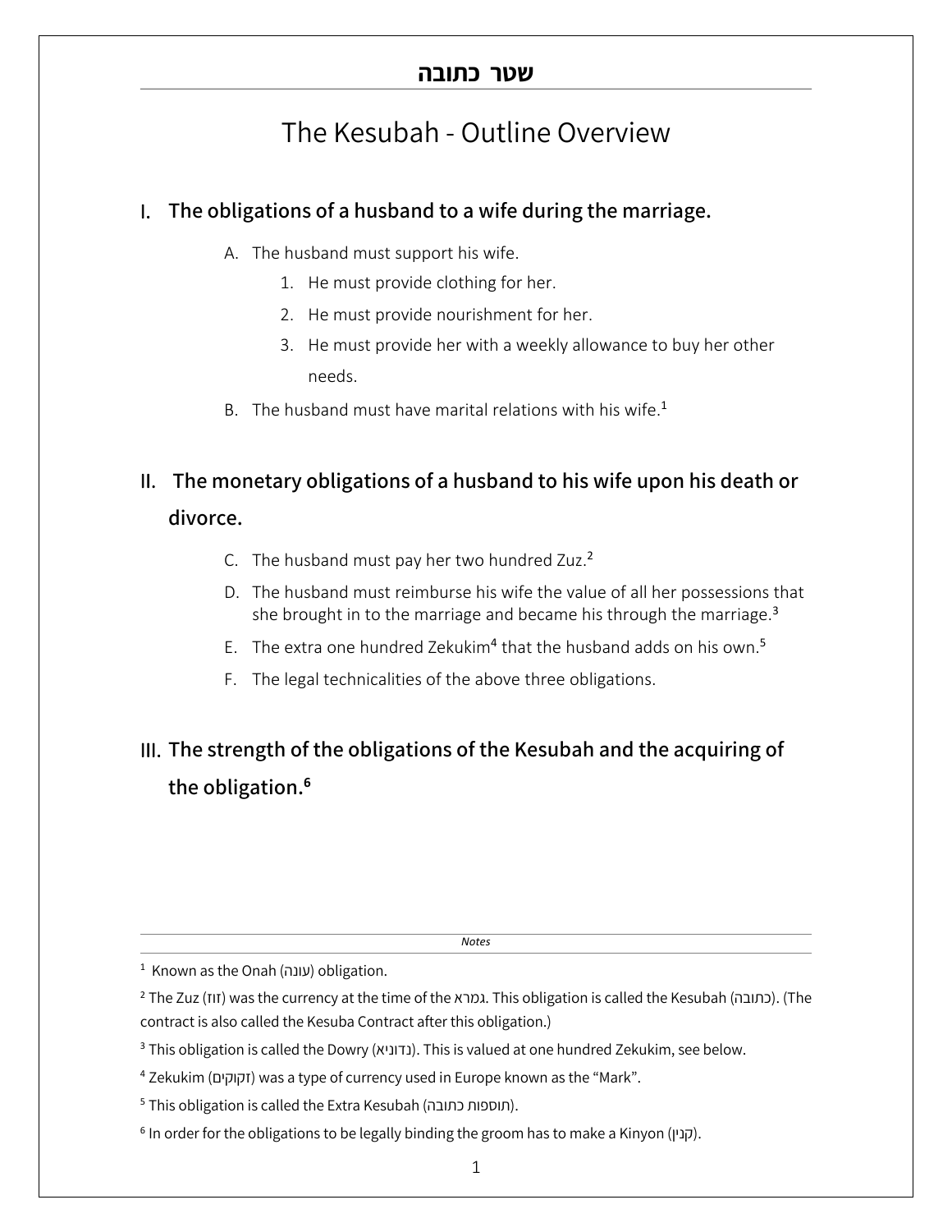# שטר כתובה

## The Kesubah - Outline Overview

### I. The obligations of a husband to a wife during the marriage.

A. The husband must support his wife.
   1. He must provide clothing for her.
   2. He must provide nourishment for her.
   3. He must provide her with a weekly allowance to buy her other needs.

B. The husband must have marital relations with his wife.[1]

### II. The monetary obligations of a husband to his wife upon his death or divorce.

C. The husband must pay her two hundred Zuz.[2]

D. The husband must reimburse his wife the value of all her possessions that she brought in to the marriage and became his through the marriage.[3]

E. The extra one hundred Zekukim[4] that the husband adds on his own.[5]

F. The legal technicalities of the above three obligations.

### III. The strength of the obligations of the Kesubah and the acquiring of the obligation.[6]

---

*Notes*

[1] Known as the Onah (עונה) obligation.

[2] The Zuz (זוז) was the currency at the time of the גמרא. This obligation is called the Kesubah (כתובה). (The contract is also called the Kesuba Contract after this obligation.)

[3] This obligation is called the Dowry (נדוניא). This is valued at one hundred Zekukim, see below.

[4] Zekukim (זקוקים) was a type of currency used in Europe known as the "Mark".

[5] This obligation is called the Extra Kesubah (תוספות כתובה).

[6] In order for the obligations to be legally binding the groom has to make a Kinyon (קנין).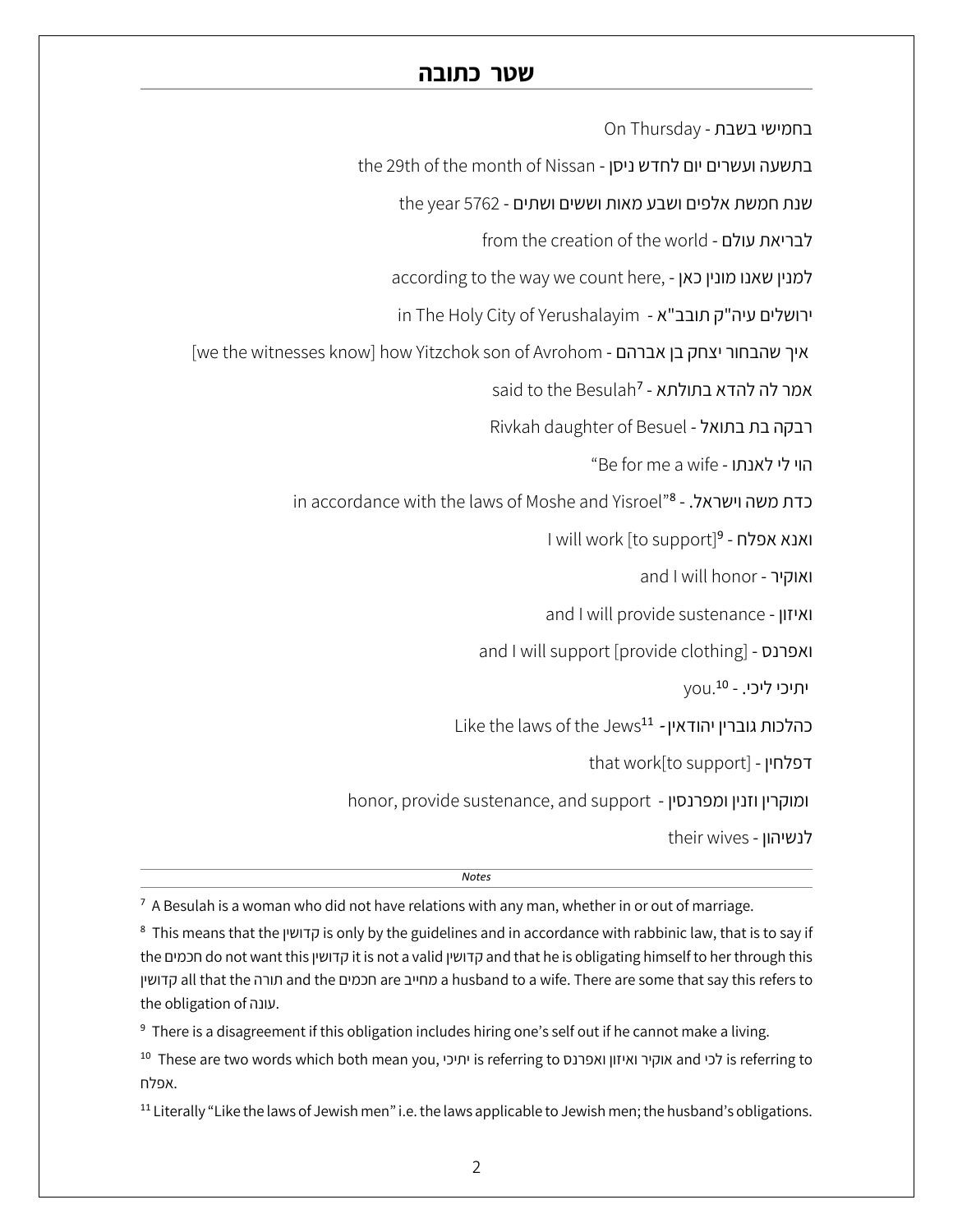# שטר כתובה

בחמישי בשבת - On Thursday

בתשעה ועשרים יום לחדש ניסן - the 29th of the month of Nissan

שנת חמשת אלפים ושבע מאות וששים ושתים - the year 5762

לבריאת עולם - from the creation of the world

למנין שאנו מונין כאן - according to the way we count here,

ירושלים עיה"ק תובב"א - in The Holy City of Yerushalayim

איך שהבחור יצחק בן אברהם - [we the witnesses know] how Yitzchok son of Avrohom

אמר לה להדא בתולתא - said to the Besulah[7]

רבקה בת בתואל - Rivkah daughter of Besuel

הוי לי לאנתו - "Be for me a wife

כדת משה וישראל. - in accordance with the laws of Moshe and Yisroel"[8]

ואנא אפלח - I will work [to support][9]

ואוקיר - and I will honor

ואיזון - and I will provide sustenance

ואפרנס - and I will support [provide clothing]

יתיכי ליכי. - you.[10]

כהלכות גוברין יהודאין - Like the laws of the Jews[11]

דפלחין - that work[to support]

ומוקרין וזנין ומפרנסין - honor, provide sustenance, and support

לנשיהון - their wives

---

*Notes*

[7] A Besulah is a woman who did not have relations with any man, whether in or out of marriage.

[8] This means that the קדושין is only by the guidelines and in accordance with rabbinic law, that is to say if the חכמים do not want this קדושין it is not a valid קדושין and that he is obligating himself to her through this קדושין all that the תורה and the חכמים are מחייב a husband to a wife. There are some that say this refers to the obligation of עונה.

[9] There is a disagreement if this obligation includes hiring one's self out if he cannot make a living.

[10] These are two words which both mean you, יתיכי is referring to אוקיר ואיזון ואפרנס and לכי is referring to אפלח.

[11] Literally "Like the laws of Jewish men" i.e. the laws applicable to Jewish men; the husband's obligations.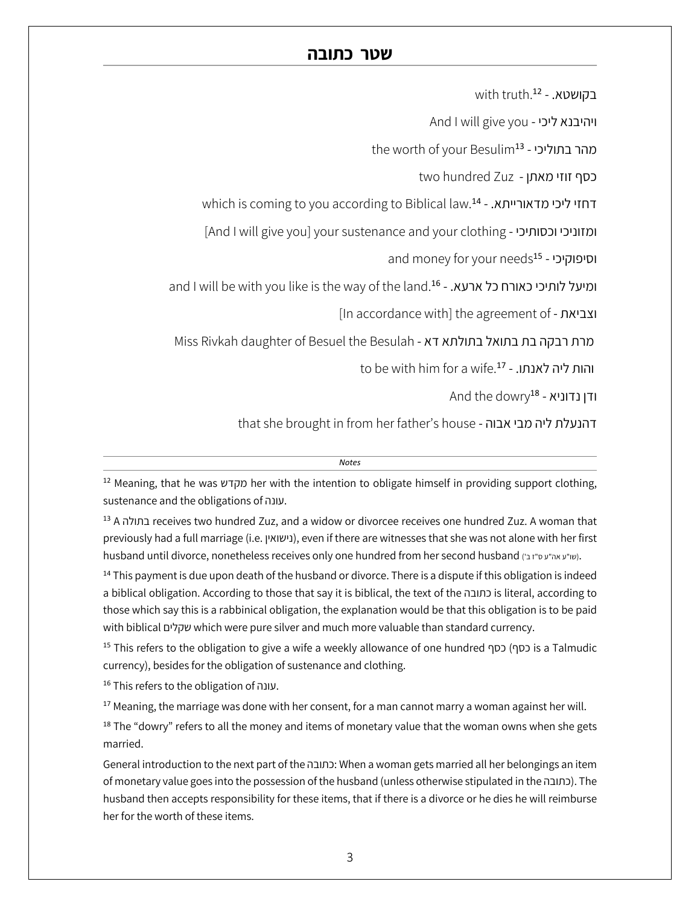## שטר כתובה

with truth.[12] - בקושטא.

And I will give you - ויהיבנא ליכי

the worth of your Besulim[13] - מהר בתוליכי

two hundred Zuz - כסף זוזי מאתן

which is coming to you according to Biblical law.[14] - דחזי ליכי מדאורייתא.

[And I will give you] your sustenance and your clothing - ומזוניכי וכסותיכי

and money for your needs[15] - וסיפוקיכי

and I will be with you like is the way of the land.[16] - ומיעל לותיכי כאורח כל ארעא.

[In accordance with] the agreement of - וצביאת

Miss Rivkah daughter of Besuel the Besulah - מרת רבקה בת בתואל בתולתא דא

to be with him for a wife.[17] - והות ליה לאנתו.

And the dowry[18] - ודן נדוניא

that she brought in from her father's house - דהנעלת ליה מבי אבוה

---

*Notes*

[12] Meaning, that he was מקדש her with the intention to obligate himself in providing support clothing, sustenance and the obligations of עונה.

[13] A בתולה receives two hundred Zuz, and a widow or divorcee receives one hundred Zuz. A woman that previously had a full marriage (i.e. נישואין), even if there are witnesses that she was not alone with her first husband until divorce, nonetheless receives only one hundred from her second husband (שו"ע אה"ע ס"ז ב').

[14] This payment is due upon death of the husband or divorce. There is a dispute if this obligation is indeed a biblical obligation. According to those that say it is biblical, the text of the כתובה is literal, according to those which say this is a rabbinical obligation, the explanation would be that this obligation is to be paid with biblical שקלים which were pure silver and much more valuable than standard currency.

[15] This refers to the obligation to give a wife a weekly allowance of one hundred כסף (כסף is a Talmudic currency), besides for the obligation of sustenance and clothing.

[16] This refers to the obligation of עונה.

[17] Meaning, the marriage was done with her consent, for a man cannot marry a woman against her will.

[18] The "dowry" refers to all the money and items of monetary value that the woman owns when she gets married.

General introduction to the next part of the כתובה: When a woman gets married all her belongings an item of monetary value goes into the possession of the husband (unless otherwise stipulated in the כתובה). The husband then accepts responsibility for these items, that if there is a divorce or he dies he will reimburse her for the worth of these items.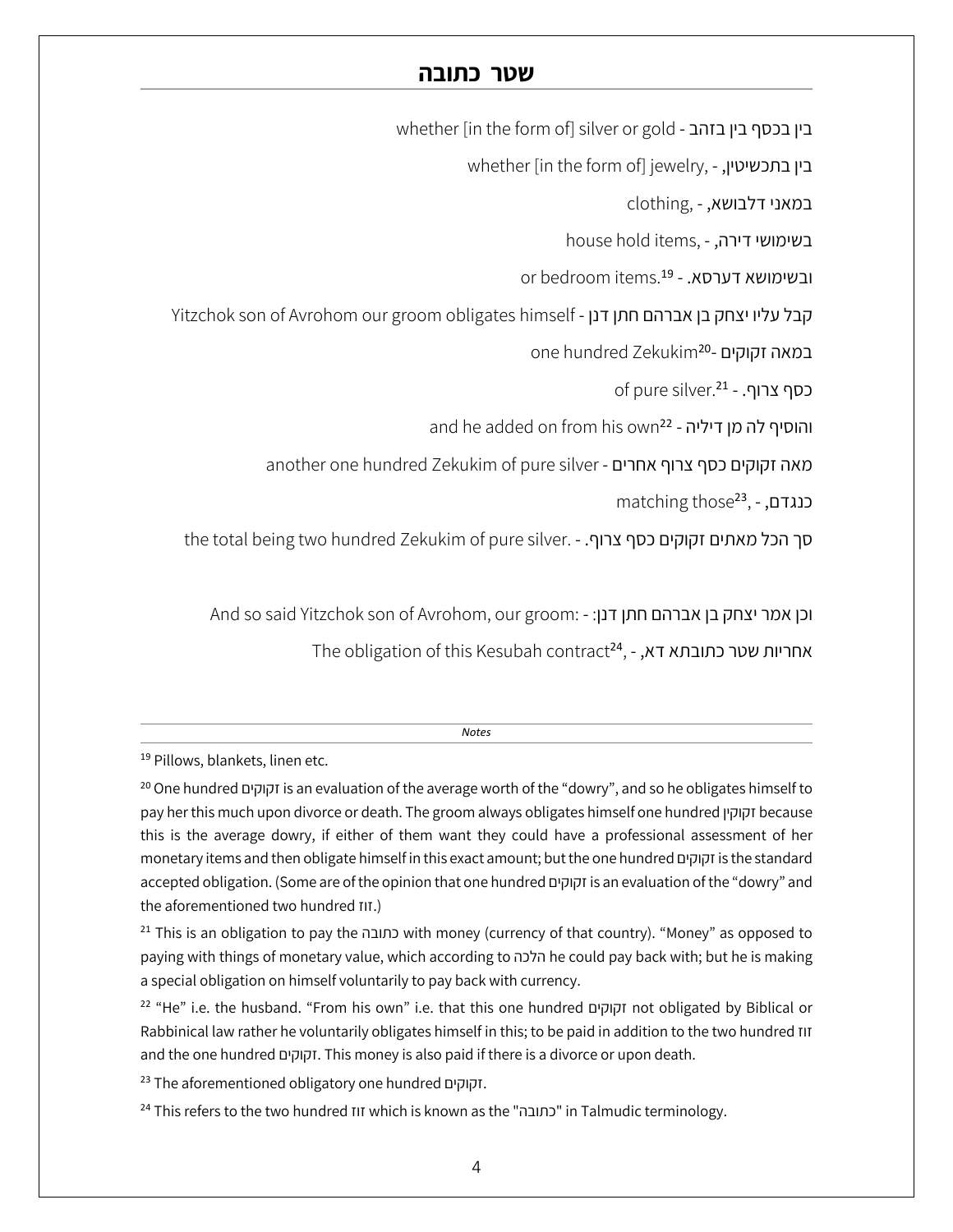## שטר כתובה

whether [in the form of] silver or gold - בין בכסף בין בזהב

whether [in the form of] jewelry, - בין בתכשיטין,

clothing, - במאני דלבושא,

house hold items, - בשימושי דירה,

or bedroom items.[19] - ובשימושא דערסא.

Yitzchok son of Avrohom our groom obligates himself - קבל עליו יצחק בן אברהם חתן דנן

one hundred Zekukim[20]- במאה זקוקים

of pure silver.[21] - כסף צרוף.

and he added on from his own[22] - והוסיף לה מן דיליה

another one hundred Zekukim of pure silver - מאה זקוקים כסף צרוף אחרים

matching those[23], - כנגדם,

the total being two hundred Zekukim of pure silver. - סך הכל מאתים זקוקים כסף צרוף.

And so said Yitzchok son of Avrohom, our groom: - וכן אמר יצחק בן אברהם חתן דנן:

The obligation of this Kesubah contract[24], - אחריות שטר כתובתא דא,

---

*Notes*

[19] Pillows, blankets, linen etc.

[20] One hundred זקוקים is an evaluation of the average worth of the "dowry", and so he obligates himself to pay her this much upon divorce or death. The groom always obligates himself one hundred זקוקין because this is the average dowry, if either of them want they could have a professional assessment of her monetary items and then obligate himself in this exact amount; but the one hundred זקוקים is the standard accepted obligation. (Some are of the opinion that one hundred זקוקים is an evaluation of the "dowry" and the aforementioned two hundred זוז.)

[21] This is an obligation to pay the כתובה with money (currency of that country). "Money" as opposed to paying with things of monetary value, which according to הלכה he could pay back with; but he is making a special obligation on himself voluntarily to pay back with currency.

[22] "He" i.e. the husband. "From his own" i.e. that this one hundred זקוקים not obligated by Biblical or Rabbinical law rather he voluntarily obligates himself in this; to be paid in addition to the two hundred זוז and the one hundred זקוקים. This money is also paid if there is a divorce or upon death.

[23] The aforementioned obligatory one hundred זקוקים.

[24] This refers to the two hundred זוז which is known as the "כתובה" in Talmudic terminology.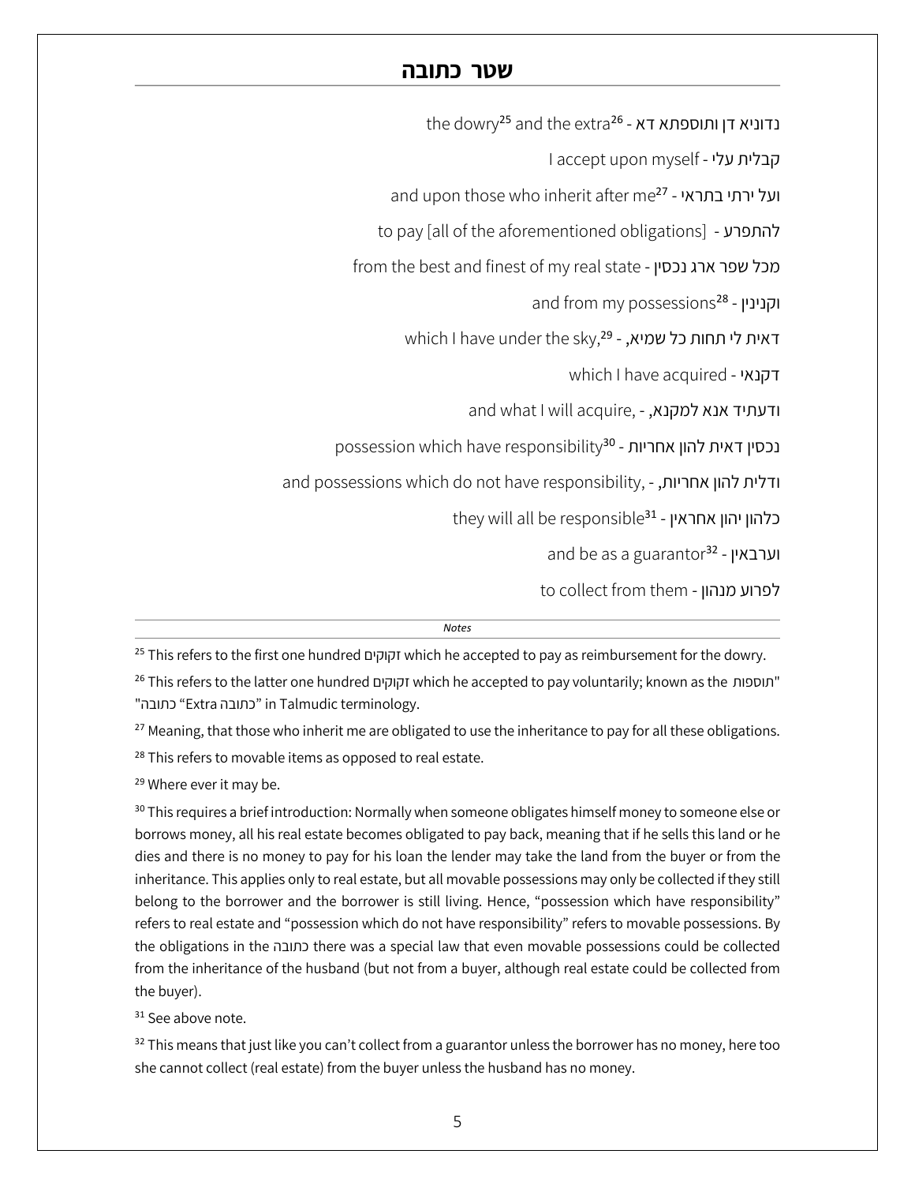## שטר כתובה

the dowry[25] and the extra[26] - נדוניא דן ותוספתא דא

I accept upon myself - קבלית עלי

and upon those who inherit after me[27] - ועל ירתי בתראי

to pay [all of the aforementioned obligations] - להתפרע

from the best and finest of my real state - מכל שפר ארג נכסין

and from my possessions[28] - וקנינין

which I have under the sky,[29] - דאית לי תחות כל שמיא,

which I have acquired - דקנאי

and what I will acquire, - ודעתיד אנא למקנא,

possession which have responsibility[30] - נכסין דאית להון אחריות

and possessions which do not have responsibility, - ודלית להון אחריות,

they will all be responsible[31] - כלהון יהון אחראין

and be as a guarantor[32] - וערבאין

to collect from them - לפרוע מנהון

---

*Notes*

[25] This refers to the first one hundred זקוקים which he accepted to pay as reimbursement for the dowry.

[26] This refers to the latter one hundred זקוקים which he accepted to pay voluntarily; known as the "תוספות כתובה" "Extra כתובה" in Talmudic terminology.

[27] Meaning, that those who inherit me are obligated to use the inheritance to pay for all these obligations.

[28] This refers to movable items as opposed to real estate.

[29] Where ever it may be.

[30] This requires a brief introduction: Normally when someone obligates himself money to someone else or borrows money, all his real estate becomes obligated to pay back, meaning that if he sells this land or he dies and there is no money to pay for his loan the lender may take the land from the buyer or from the inheritance. This applies only to real estate, but all movable possessions may only be collected if they still belong to the borrower and the borrower is still living. Hence, "possession which have responsibility" refers to real estate and "possession which do not have responsibility" refers to movable possessions. By the obligations in the כתובה there was a special law that even movable possessions could be collected from the inheritance of the husband (but not from a buyer, although real estate could be collected from the buyer).

[31] See above note.

[32] This means that just like you can't collect from a guarantor unless the borrower has no money, here too she cannot collect (real estate) from the buyer unless the husband has no money.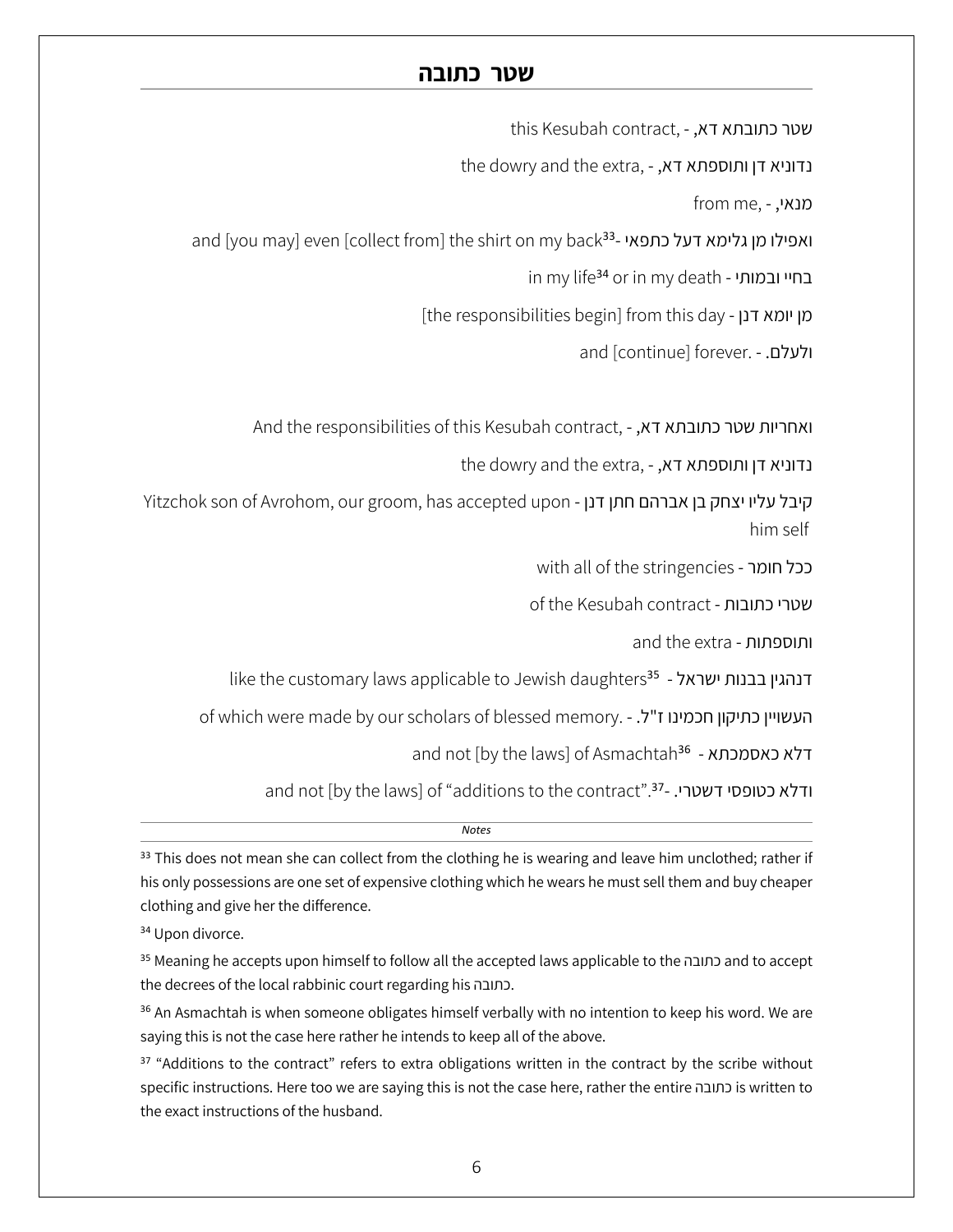## שטר כתובה

this Kesubah contract, - שטר כתובתא דא,

the dowry and the extra, - נדוניא דן ותוספתא דא,

from me, - מנאי,

and [you may] even [collect from] the shirt on my back[33]- ואפילו מן גלימא דעל כתפאי

in my life[34] or in my death - בחיי ובמותי

[the responsibilities begin] from this day - מן יומא דנן

and [continue] forever. - ולעלם.

And the responsibilities of this Kesubah contract, - ואחריות שטר כתובתא דא,

the dowry and the extra, - נדוניא דן ותוספתא דא,

Yitzchok son of Avrohom, our groom, has accepted upon him self - קיבל עליו יצחק בן אברהם חתן דנן

with all of the stringencies - ככל חומר

of the Kesubah contract - שטרי כתובות

and the extra - ותוספתות

like the customary laws applicable to Jewish daughters[35] - דנהגין בבנות ישראל

of which were made by our scholars of blessed memory. - העשויין כתיקון חכמינו ז"ל.

and not [by the laws] of Asmachtah[36] - דלא כאסמכתא

and not [by the laws] of "additions to the contract".[37]- ודלא כטופסי דשטרי.

*Notes*

[33] This does not mean she can collect from the clothing he is wearing and leave him unclothed; rather if his only possessions are one set of expensive clothing which he wears he must sell them and buy cheaper clothing and give her the difference.

[34] Upon divorce.

[35] Meaning he accepts upon himself to follow all the accepted laws applicable to the כתובה and to accept the decrees of the local rabbinic court regarding his כתובה.

[36] An Asmachtah is when someone obligates himself verbally with no intention to keep his word. We are saying this is not the case here rather he intends to keep all of the above.

[37] "Additions to the contract" refers to extra obligations written in the contract by the scribe without specific instructions. Here too we are saying this is not the case here, rather the entire כתובה is written to the exact instructions of the husband.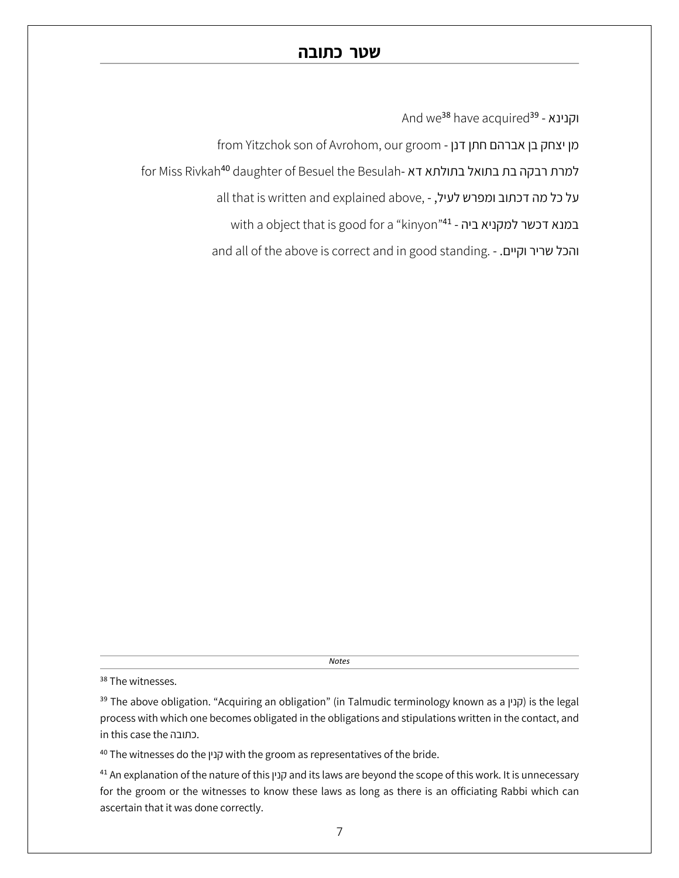# שטר כתובה

And we[38] have acquired[39] - וקנינא

from Yitzchok son of Avrohom, our groom - מן יצחק בן אברהם חתן דנן

for Miss Rivkah[40] daughter of Besuel the Besulah- למרת רבקה בת בתואל בתולתא דא

all that is written and explained above, - על כל מה דכתוב ומפרש לעיל,

with a object that is good for a “kinyon”[41] - במנא דכשר למקניא ביה

and all of the above is correct and in good standing. - והכל שריר וקיים.

*Notes*

[38] The witnesses.

[39] The above obligation. “Acquiring an obligation” (in Talmudic terminology known as a קנין) is the legal process with which one becomes obligated in the obligations and stipulations written in the contact, and in this case the כתובה.

[40] The witnesses do the קנין with the groom as representatives of the bride.

[41] An explanation of the nature of this קנין and its laws are beyond the scope of this work. It is unnecessary for the groom or the witnesses to know these laws as long as there is an officiating Rabbi which can ascertain that it was done correctly.